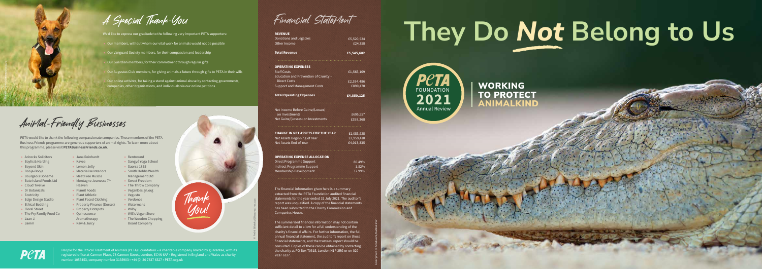# A Special Thank-You

We'd like to express our gratitude to the following very important PETA supporters:

- Our members, without whom our vital work for animals would not be possible
- Our Vanguard Society members, for their compassion and leadership
- Our Guardian members, for their commitment through regular gifts
- Our Augustus Club members, for giving animals a future through gifts to PETA in their wills
- Our online activists, for taking a stand against animal abuse by contacting governments, companies, other organisations, and individuals via our online petitions

# Animal-Friendly Businesses

PETA would like to thank the following compassionate companies. These members of the PETA Business Friends programme are generous supporters of animal rights. To learn more about this programme, please visit **PETABusinessFriends.co.uk**.

- Adcocks Solicitors
- Baylis & Harding
- Beyond Skin
- Booja-Booja
- Bourgeois Boheme
- Bute Island Foods Ltd
- Cloud Twelve
- Dr Botanicals
- Ecotricity
- Edge Design Studio
- Ethical Bedding
- Floral Street
- The Fry Family Food Co
- Jaan J.
- Jamm
- Jana Reinhardt
- Kavee
- Lemon Jelly
- Materialise Interiors
- Meat Free Muscle
- Montagne Jeunesse 7th Heaven
- Plamil Foods
- Plant Athletic
- Plant Faced Clothing
- Property Finance (Dorset)
- Property Hotspots
- Quinessence Aromatherapy
- Raw & Juicy
- Rentround
- Sangyé Yoga School
- Saorsa 1875
- Smith Hobbs Wealth Management Ltd
- Sweet Freedom
- The Throw Company
- VeganDesign.org
- Vegusto
- Verdonce
- Watermans
- Wilby
- Will's Vegan Store
- The Wooden Chopping Board Company

Thank You!

People for the Ethical Treatment of Animals (PETA) Foundation – a charitable company limited by guarantee, with its registered office at Cannon Place, 78 Cannon Street, London, EC4N 6AF • Registered in England and Wales as charity number 1056453, company number 3135903 • +44 (0) 20 7837 6327 • PETA.org.uk

# Financial Statement

| | |
|---|---|
| **REVENUE** | |
| Donations and Legacies | £5,520,924 |
| Other Income | £24,758 |
| **Total Revenue** | **£5,545,682** |
| **OPERATING EXPENSES** | |
| Staff Costs | £1,565,169 |
| Education and Prevention of Cruelty – Direct Costs | £2,394,486 |
| Support and Management Costs | £890,470 |
| **Total Operating Expenses** | **£4,850,125** |
| Net Income Before Gains/(Losses) on Investments | £695,557 |
| Net Gains/(Losses) on Investments | £358,368 |
| **CHANGE IN NET ASSETS FOR THE YEAR** | £1,053,925 |
| Net Assets Beginning of Year | £2,959,410 |
| Net Assets End of Year | £4,013,335 |
| **OPERATING EXPENSE ALLOCATION** | |
| Direct Programme Support | 80.49% |
| Indirect Programme Support | 1.52% |
| Membership Development | 17.99% |

The financial information given here is a summary extracted from the PETA Foundation audited financial statements for the year ended 31 July 2021. The auditor's report was unqualified. A copy of the financial statements has been submitted to the Charity Commission and Companies House.

The summarised financial information may not contain sufficient detail to allow for a full understanding of the charity's financial affairs. For further information, the full annual financial statement, the auditor's report on those financial statements, and the trustees' report should be consulted. Copies of these can be obtained by contacting the charity at PO Box 70315, London N1P 2RG or on 020 7837 6327.

# They Do *Not* Belong to Us

PETA FOUNDATION 2021 Annual Review

## WORKING TO PROTECT ANIMALKIND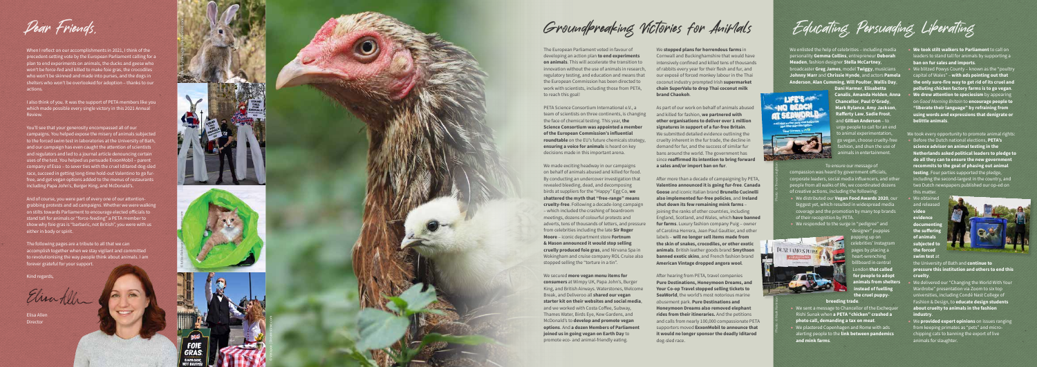# Dear Friends,

When I reflect on our accomplishments in 2021, I think of the precedent-setting vote by the European Parliament calling for a plan to end experiments on animals, the ducks and geese who won't be force-fed and killed to make foie gras, the crocodiles who won't be skinned and made into purses, and the dogs in shelters who won't be overlooked for adoption – thanks to our actions.

I also think of you. It was the support of PETA members like you which made possible every single victory in this 2021 Annual Review.

You'll see that your generosity encompassed all of our campaigns. You helped expose the misery of animals subjected to the forced swim test in laboratories at the University of Bath, and our campaign has even caught the attention of scientists and regulators and led to a journal article denouncing certain uses of the test. You helped us persuade ExxonMobil – parent company of Esso – to sever ties with the cruel Iditarod dog-sled race, succeed in getting long-time hold-out Valentino to go fur-free, and get vegan options added to the menus of restaurants including Papa John's, Burger King, and McDonald's.

And of course, you were part of every one of our attention-grabbing protests and ad campaigns. Whether we were walking on stilts towards Parliament to encourage elected officials to stand tall for animals or "force-feeding" a PETA member to show why foie gras is "barbaric, not British", you were with us either in body or spirit.

The following pages are a tribute to all that we can accomplish together when we stay vigilant and committed to revolutionising the way people think about animals. I am forever grateful for your support.

Kind regards,

Elisa Allen
Director

# Groundbreaking Victories for Animals

The European Parliament voted in favour of developing an action plan **to end experiments on animals**. This will accelerate the transition to innovation without the use of animals in research, regulatory testing, and education and means that the European Commission has been directed to work with scientists, including those from PETA, to reach this goal!

PETA Science Consortium International e.V., a team of scientists on three continents, is changing the face of chemical testing. This year, **the Science Consortium was appointed a member of the European Commission's influential roundtable** on the EU's future chemicals strategy, **ensuring a voice for animals** is heard on key decisions made in this important arena.

We made exciting headway in our campaigns on behalf of animals abused and killed for food. By conducting an undercover investigation that revealed bleeding, dead, and decomposing birds at suppliers for the "Happy" Egg Co, **we shattered the myth that "free-range" means cruelty-free**. Following a decade-long campaign – which included the crashing of boardroom meetings, dozens of colourful protests and adverts, tens of thousands of letters, and pressure from celebrities including the late **Sir Roger Moore** – iconic department store **Fortnum & Mason announced it would stop selling cruelly produced foie gras**, and Nirvana Spa in Wokingham and cruise company ROL Cruise also stopped selling the "torture in a tin".

We secured **more vegan menu items for consumers** at Wimpy UK, Papa John's, Burger King, and British Airways. Waterstones, Welcome Break, and Deliveroo all **shared our vegan starter kit on their websites and social media**, and we worked with Costa Coffee, Subway, Thames Water, Birds Eye, Kew Gardens, and McDonald's to **develop and promote vegan options**. And **a dozen Members of Parliament joined us in going vegan on Earth Day** to promote eco- and animal-friendly eating.

We **stopped plans for horrendous farms** in Cornwall and Buckinghamshire that would have intensively confined and killed tens of thousands of rabbits every year for their flesh and fur, and our exposé of forced monkey labour in the Thai coconut industry prompted Irish **supermarket chain SuperValu to drop Thai coconut milk brand Chaokoh**.

As part of our work on behalf of animals abused and killed for fashion, **we partnered with other organisations to deliver over 1 million signatures in support of a fur-free Britain**. We submitted detailed evidence outlining the cruelty inherent in the fur trade, the decline in demand for fur, and the success of similar fur bans around the world. The government has since **reaffirmed its intention to bring forward a sales and/or import ban on fur**.

After more than a decade of campaigning by PETA, **Valentino announced it is going fur-free**. **Canada Goose** and iconic Italian brand **Brunello Cucinelli also implemented fur-free policies**, and **Ireland shut down its few remaining mink farms** – joining the ranks of other countries, including England, Scotland, and Wales, which **have banned fur farms**. Luxury fashion company Puig – owner of Carolina Herrera, Jean Paul Gaultier, and other labels – **will no longer sell items made from the skin of snakes, crocodiles, or other exotic animals**. British leather goods brand **Smythson banned exotic skins**, and French fashion brand **American Vintage dropped angora wool**.

After hearing from PETA, travel companies **Pure Destinations, Honeymoon Dreams, and Your Co-op Travel stopped selling tickets to SeaWorld**, the world's most notorious marine abusement park. **Pure Destinations and Honeymoon Dreams also removed elephant rides from their itineraries.** And the petitions and calls from nearly 100,000 compassionate PETA supporters moved **ExxonMobil to announce that it would no longer sponsor the deadly Iditarod** dog-sled race.

# Educating, Persuading, Liberating

We enlisted the help of celebrities – including media personality **Gemma Collins**, entrepreneur **Deborah Meaden**, fashion designer **Stella McCartney**, broadcaster **Greg James**, model **Twiggy**, musicians **Johnny Marr** and **Chrissie Hynde**, and actors **Pamela Anderson**, **Alan Cumming**, **Will Poulter**, **Wallis Day**, **Dani Harmer**, **Elisabetta Canalis**, **Amanda Holden**, **Anna Chancellor**, **Paul O'Grady**, **Mark Rylance**, **Amy Jackson**, **Rafferty Law**, **Sadie Frost**, and **Gillian Anderson** – to urge people to call for an end to animal experimentation, go vegan, choose cruelty-free fashion, and shun the use of animals in entertainment.

To ensure our message of compassion was heard by government officials, corporate leaders, social media influencers, and other people from all walks of life, we coordinated dozens of creative actions, including the following:

- We distributed our **Vegan Food Awards 2020**, our biggest yet, which resulted in widespread media coverage and the promotion by many top brands of their recognition by PETA.
- We responded to the surge in "pedigree" and "designer" puppies popping up on celebrities' Instagram pages by placing a heart-wrenching billboard in central London **that called for people to adopt animals from shelters instead of fuelling the cruel puppy-breeding trade**.
- We sent a message to Chancellor of the Exchequer Rishi Sunak when **a PETA "chicken" crashed a photo call, demanding a tax on meat**.
- We plastered Copenhagen and Rome with ads alerting people to the **link between pandemics and mink farms**.
- **We took stilt walkers to Parliament** to call on leaders to stand tall for animals by supporting a **ban on fur sales and imports**.
- We blitzed Powys County – known as the "poultry capital of Wales" – **with ads pointing out that the only sure-fire way to get rid of its cruel and polluting chicken factory farms is to go vegan**.
- **We drew attention to speciesism** by appearing on *Good Morning Britain* to **encourage people to "liberate their language" by refraining from using words and expressions that denigrate or belittle animals**.

We took every opportunity to promote animal rights:

- Before the Dutch national elections, **PETA's science advisor on animal testing in the Netherlands asked political leaders to pledge to do all they can to ensure the new government recommits to the goal of phasing out animal testing**. Four parties supported the pledge, including the second-largest in the country, and two Dutch newspapers published our op-ed on this matter.
- We obtained and released **video evidence documenting the suffering of animals subjected to the forced swim test** at the University of Bath and **continue to pressure this institution and others to end this cruelty**.
- We delivered our "Changing the World With Your Wardrobe" presentation via Zoom to six top universities, including Condé Nast College of Fashion & Design, to **educate design students about cruelty to animals in the fashion industry**.
- We **provided expert opinions** on issues ranging from keeping primates as "pets" and micro-chipping cats to banning the export of live animals for slaughter.